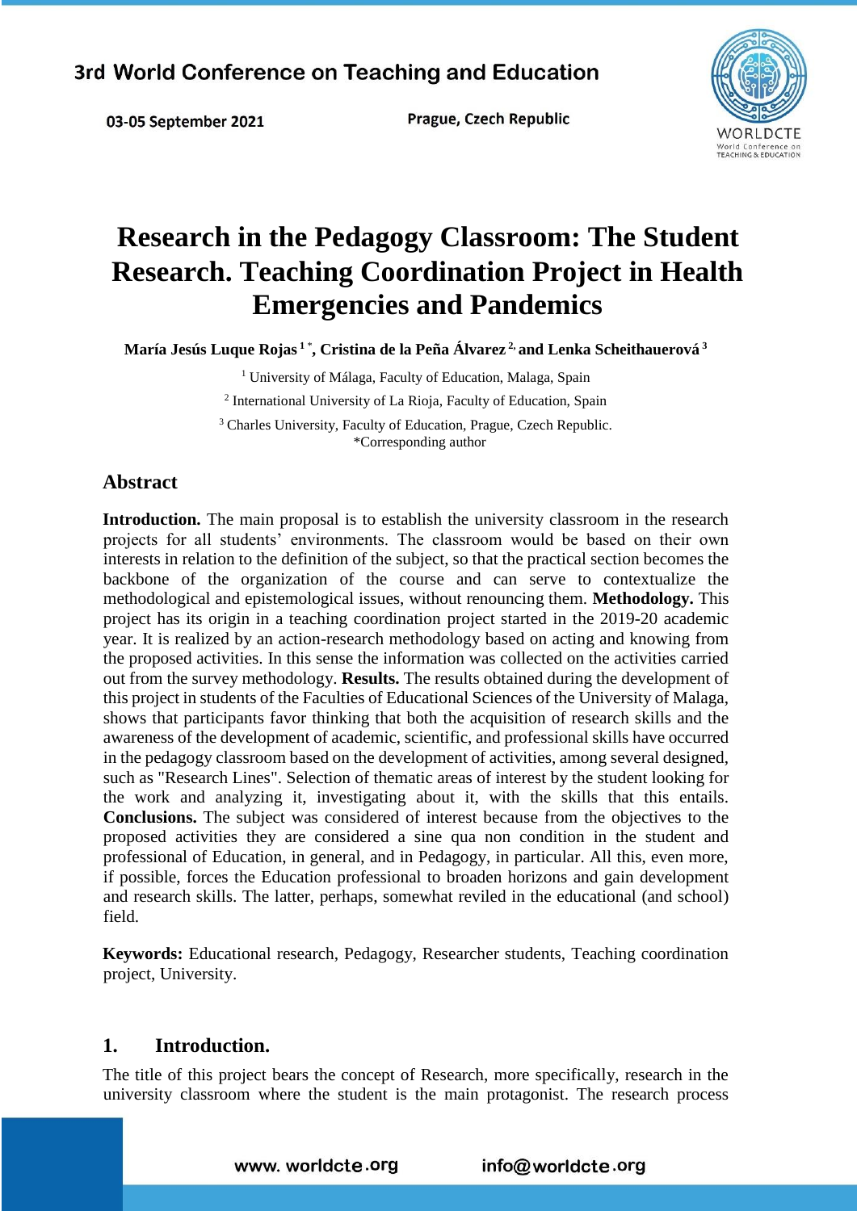# Research in the Pedagogy Classroom: The Student Research. Teaching Coordination Project in Health Emergencies and Pandemics

**María Jesús Luque Rojas [1]\*, Cristina de la Peña Álvarez [2], and Lenka Scheithauerová [3]**

[1] University of Málaga, Faculty of Education, Malaga, Spain

[2] International University of La Rioja, Faculty of Education, Spain

[3] Charles University, Faculty of Education, Prague, Czech Republic.

\*Corresponding author

## Abstract

**Introduction.** The main proposal is to establish the university classroom in the research projects for all students' environments. The classroom would be based on their own interests in relation to the definition of the subject, so that the practical section becomes the backbone of the organization of the course and can serve to contextualize the methodological and epistemological issues, without renouncing them. **Methodology.** This project has its origin in a teaching coordination project started in the 2019-20 academic year. It is realized by an action-research methodology based on acting and knowing from the proposed activities. In this sense the information was collected on the activities carried out from the survey methodology. **Results.** The results obtained during the development of this project in students of the Faculties of Educational Sciences of the University of Malaga, shows that participants favor thinking that both the acquisition of research skills and the awareness of the development of academic, scientific, and professional skills have occurred in the pedagogy classroom based on the development of activities, among several designed, such as "Research Lines". Selection of thematic areas of interest by the student looking for the work and analyzing it, investigating about it, with the skills that this entails. **Conclusions.** The subject was considered of interest because from the objectives to the proposed activities they are considered a sine qua non condition in the student and professional of Education, in general, and in Pedagogy, in particular. All this, even more, if possible, forces the Education professional to broaden horizons and gain development and research skills. The latter, perhaps, somewhat reviled in the educational (and school) field.

**Keywords:** Educational research, Pedagogy, Researcher students, Teaching coordination project, University.

## 1. Introduction.

The title of this project bears the concept of Research, more specifically, research in the university classroom where the student is the main protagonist. The research process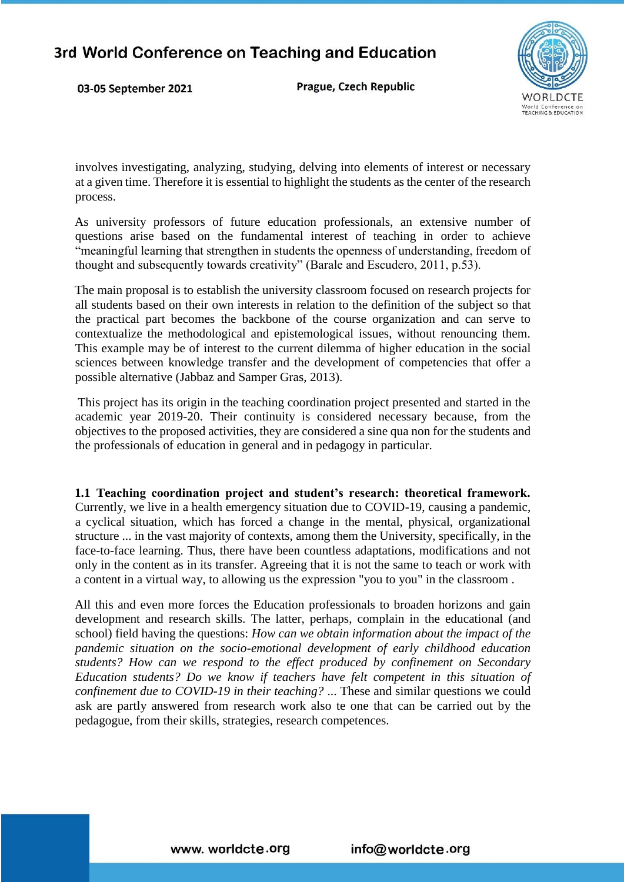involves investigating, analyzing, studying, delving into elements of interest or necessary at a given time. Therefore it is essential to highlight the students as the center of the research process.

As university professors of future education professionals, an extensive number of questions arise based on the fundamental interest of teaching in order to achieve "meaningful learning that strengthen in students the openness of understanding, freedom of thought and subsequently towards creativity" (Barale and Escudero, 2011, p.53).

The main proposal is to establish the university classroom focused on research projects for all students based on their own interests in relation to the definition of the subject so that the practical part becomes the backbone of the course organization and can serve to contextualize the methodological and epistemological issues, without renouncing them. This example may be of interest to the current dilemma of higher education in the social sciences between knowledge transfer and the development of competencies that offer a possible alternative (Jabbaz and Samper Gras, 2013).

This project has its origin in the teaching coordination project presented and started in the academic year 2019-20. Their continuity is considered necessary because, from the objectives to the proposed activities, they are considered a sine qua non for the students and the professionals of education in general and in pedagogy in particular.

**1.1 Teaching coordination project and student's research: theoretical framework.** Currently, we live in a health emergency situation due to COVID-19, causing a pandemic, a cyclical situation, which has forced a change in the mental, physical, organizational structure ... in the vast majority of contexts, among them the University, specifically, in the face-to-face learning. Thus, there have been countless adaptations, modifications and not only in the content as in its transfer. Agreeing that it is not the same to teach or work with a content in a virtual way, to allowing us the expression "you to you" in the classroom .

All this and even more forces the Education professionals to broaden horizons and gain development and research skills. The latter, perhaps, complain in the educational (and school) field having the questions: *How can we obtain information about the impact of the pandemic situation on the socio-emotional development of early childhood education students? How can we respond to the effect produced by confinement on Secondary Education students? Do we know if teachers have felt competent in this situation of confinement due to COVID-19 in their teaching?* ... These and similar questions we could ask are partly answered from research work also te one that can be carried out by the pedagogue, from their skills, strategies, research competences.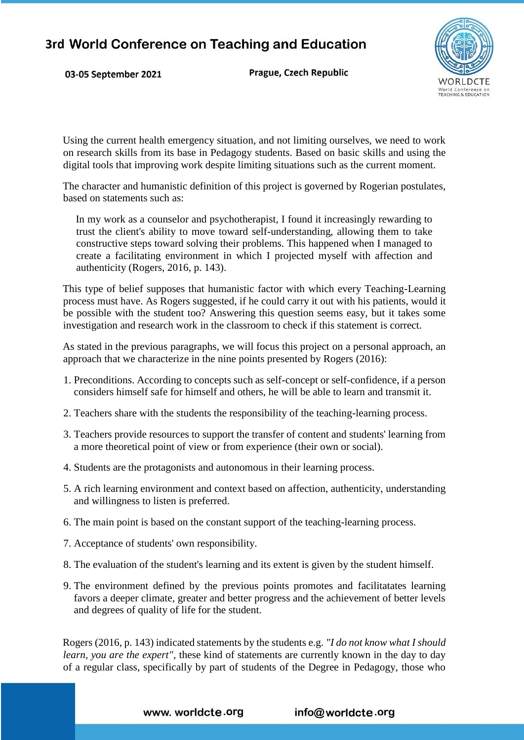Using the current health emergency situation, and not limiting ourselves, we need to work on research skills from its base in Pedagogy students. Based on basic skills and using the digital tools that improving work despite limiting situations such as the current moment.

The character and humanistic definition of this project is governed by Rogerian postulates, based on statements such as:

> In my work as a counselor and psychotherapist, I found it increasingly rewarding to trust the client's ability to move toward self-understanding, allowing them to take constructive steps toward solving their problems. This happened when I managed to create a facilitating environment in which I projected myself with affection and authenticity (Rogers, 2016, p. 143).

This type of belief supposes that humanistic factor with which every Teaching-Learning process must have. As Rogers suggested, if he could carry it out with his patients, would it be possible with the student too? Answering this question seems easy, but it takes some investigation and research work in the classroom to check if this statement is correct.

As stated in the previous paragraphs, we will focus this project on a personal approach, an approach that we characterize in the nine points presented by Rogers (2016):

1. Preconditions. According to concepts such as self-concept or self-confidence, if a person considers himself safe for himself and others, he will be able to learn and transmit it.
2. Teachers share with the students the responsibility of the teaching-learning process.
3. Teachers provide resources to support the transfer of content and students' learning from a more theoretical point of view or from experience (their own or social).
4. Students are the protagonists and autonomous in their learning process.
5. A rich learning environment and context based on affection, authenticity, understanding and willingness to listen is preferred.
6. The main point is based on the constant support of the teaching-learning process.
7. Acceptance of students' own responsibility.
8. The evaluation of the student's learning and its extent is given by the student himself.
9. The environment defined by the previous points promotes and facilitatates learning favors a deeper climate, greater and better progress and the achievement of better levels and degrees of quality of life for the student.

Rogers (2016, p. 143) indicated statements by the students e.g. *"I do not know what I should learn, you are the expert"*, these kind of statements are currently known in the day to day of a regular class, specifically by part of students of the Degree in Pedagogy, those who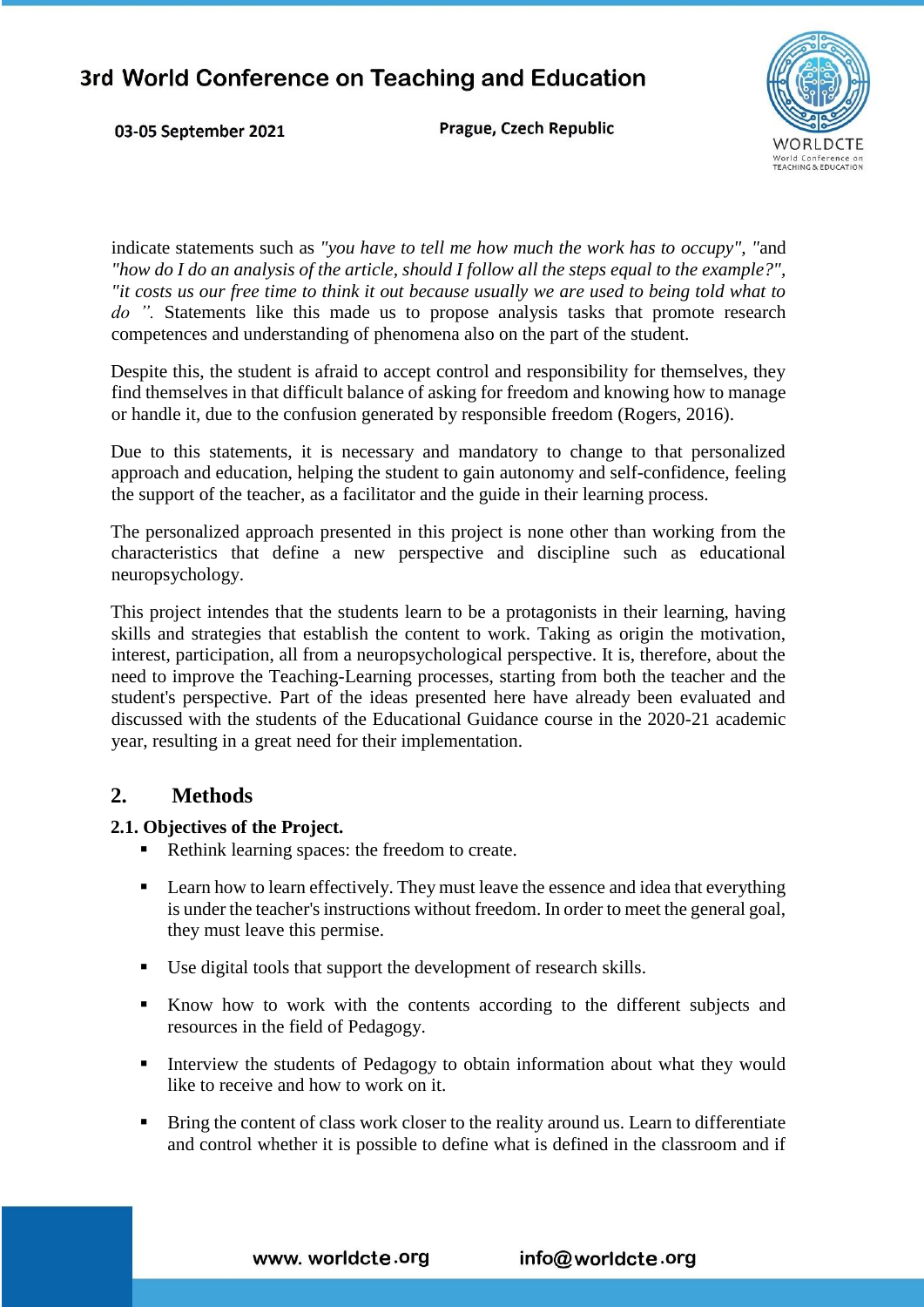indicate statements such as *"you have to tell me how much the work has to occupy"*, "and *"how do I do an analysis of the article, should I follow all the steps equal to the example?"*, *"it costs us our free time to think it out because usually we are used to being told what to do ".* Statements like this made us to propose analysis tasks that promote research competences and understanding of phenomena also on the part of the student.

Despite this, the student is afraid to accept control and responsibility for themselves, they find themselves in that difficult balance of asking for freedom and knowing how to manage or handle it, due to the confusion generated by responsible freedom (Rogers, 2016).

Due to this statements, it is necessary and mandatory to change to that personalized approach and education, helping the student to gain autonomy and self-confidence, feeling the support of the teacher, as a facilitator and the guide in their learning process.

The personalized approach presented in this project is none other than working from the characteristics that define a new perspective and discipline such as educational neuropsychology.

This project intendes that the students learn to be a protagonists in their learning, having skills and strategies that establish the content to work. Taking as origin the motivation, interest, participation, all from a neuropsychological perspective. It is, therefore, about the need to improve the Teaching-Learning processes, starting from both the teacher and the student's perspective. Part of the ideas presented here have already been evaluated and discussed with the students of the Educational Guidance course in the 2020-21 academic year, resulting in a great need for their implementation.

## 2. Methods

### 2.1. Objectives of the Project.

- Rethink learning spaces: the freedom to create.
- Learn how to learn effectively. They must leave the essence and idea that everything is under the teacher's instructions without freedom. In order to meet the general goal, they must leave this permise.
- Use digital tools that support the development of research skills.
- Know how to work with the contents according to the different subjects and resources in the field of Pedagogy.
- Interview the students of Pedagogy to obtain information about what they would like to receive and how to work on it.
- Bring the content of class work closer to the reality around us. Learn to differentiate and control whether it is possible to define what is defined in the classroom and if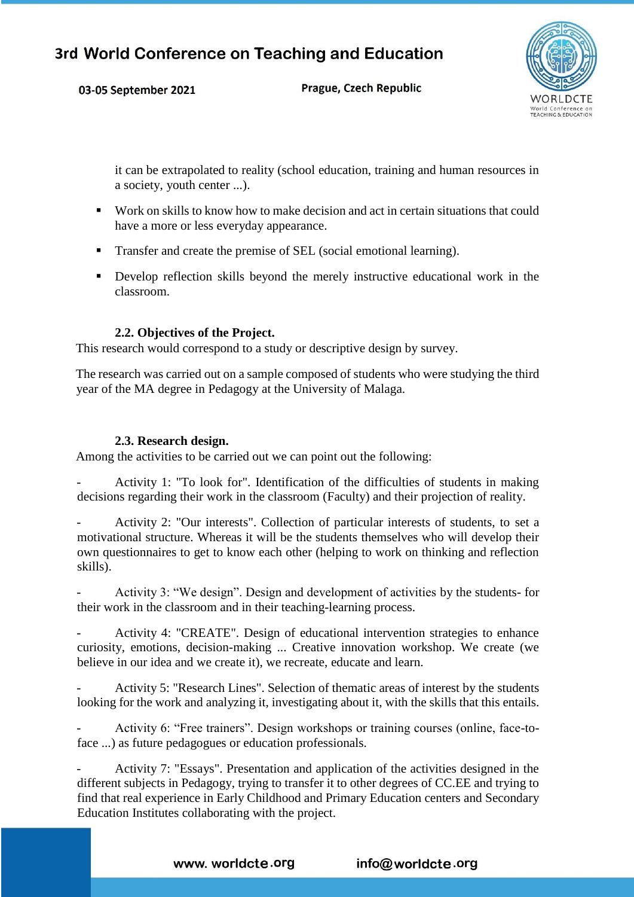it can be extrapolated to reality (school education, training and human resources in a society, youth center ...).

- Work on skills to know how to make decision and act in certain situations that could have a more or less everyday appearance.
- Transfer and create the premise of SEL (social emotional learning).
- Develop reflection skills beyond the merely instructive educational work in the classroom.

### 2.2. Objectives of the Project.

This research would correspond to a study or descriptive design by survey.

The research was carried out on a sample composed of students who were studying the third year of the MA degree in Pedagogy at the University of Malaga.

### 2.3. Research design.

Among the activities to be carried out we can point out the following:

- Activity 1: "To look for". Identification of the difficulties of students in making decisions regarding their work in the classroom (Faculty) and their projection of reality.
- Activity 2: "Our interests". Collection of particular interests of students, to set a motivational structure. Whereas it will be the students themselves who will develop their own questionnaires to get to know each other (helping to work on thinking and reflection skills).
- Activity 3: "We design". Design and development of activities by the students- for their work in the classroom and in their teaching-learning process.
- Activity 4: "CREATE". Design of educational intervention strategies to enhance curiosity, emotions, decision-making ... Creative innovation workshop. We create (we believe in our idea and we create it), we recreate, educate and learn.
- Activity 5: "Research Lines". Selection of thematic areas of interest by the students looking for the work and analyzing it, investigating about it, with the skills that this entails.
- Activity 6: "Free trainers". Design workshops or training courses (online, face-to-face ...) as future pedagogues or education professionals.
- Activity 7: "Essays". Presentation and application of the activities designed in the different subjects in Pedagogy, trying to transfer it to other degrees of CC.EE and trying to find that real experience in Early Childhood and Primary Education centers and Secondary Education Institutes collaborating with the project.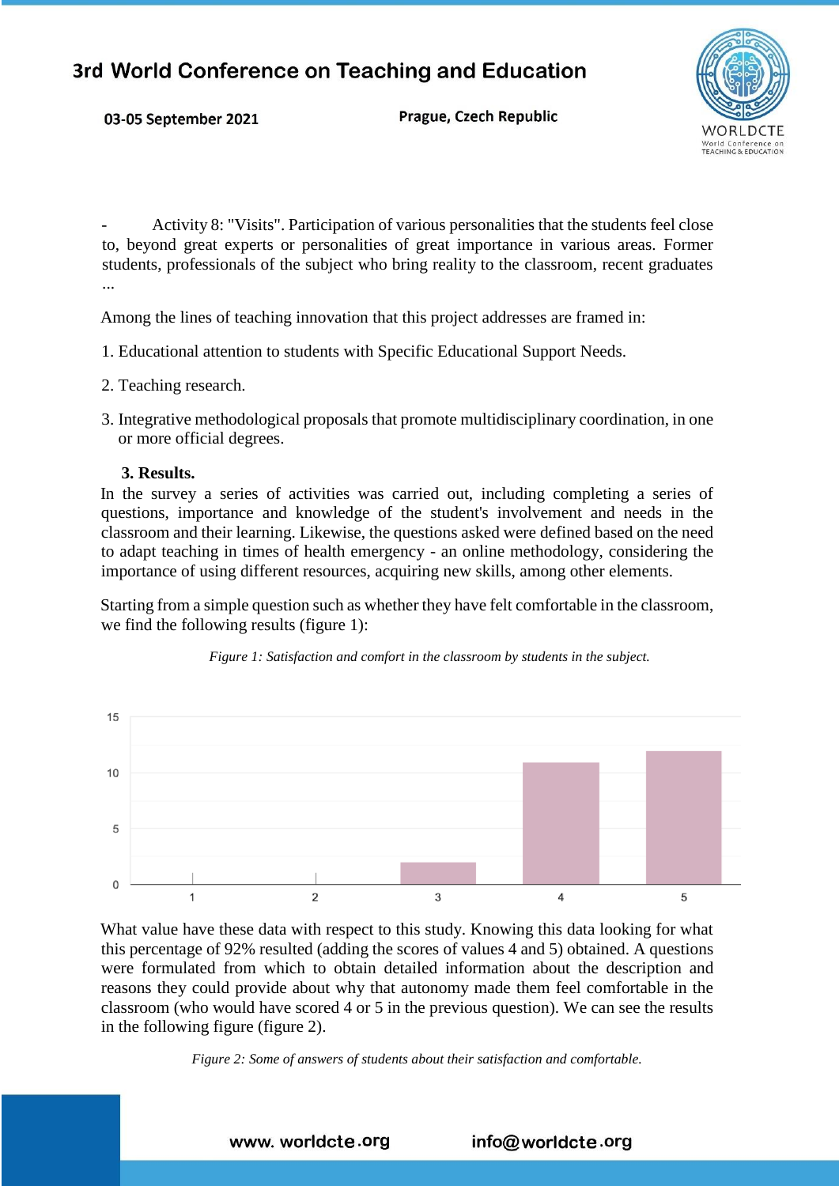- Activity 8: "Visits". Participation of various personalities that the students feel close to, beyond great experts or personalities of great importance in various areas. Former students, professionals of the subject who bring reality to the classroom, recent graduates ...

Among the lines of teaching innovation that this project addresses are framed in:

1. Educational attention to students with Specific Educational Support Needs.
2. Teaching research.
3. Integrative methodological proposals that promote multidisciplinary coordination, in one or more official degrees.

### 3. Results.

In the survey a series of activities was carried out, including completing a series of questions, importance and knowledge of the student's involvement and needs in the classroom and their learning. Likewise, the questions asked were defined based on the need to adapt teaching in times of health emergency - an online methodology, considering the importance of using different resources, acquiring new skills, among other elements.

Starting from a simple question such as whether they have felt comfortable in the classroom, we find the following results (figure 1):

*Figure 1: Satisfaction and comfort in the classroom by students in the subject.*

What value have these data with respect to this study. Knowing this data looking for what this percentage of 92% resulted (adding the scores of values 4 and 5) obtained. A questions were formulated from which to obtain detailed information about the description and reasons they could provide about why that autonomy made them feel comfortable in the classroom (who would have scored 4 or 5 in the previous question). We can see the results in the following figure (figure 2).

*Figure 2: Some of answers of students about their satisfaction and comfortable.*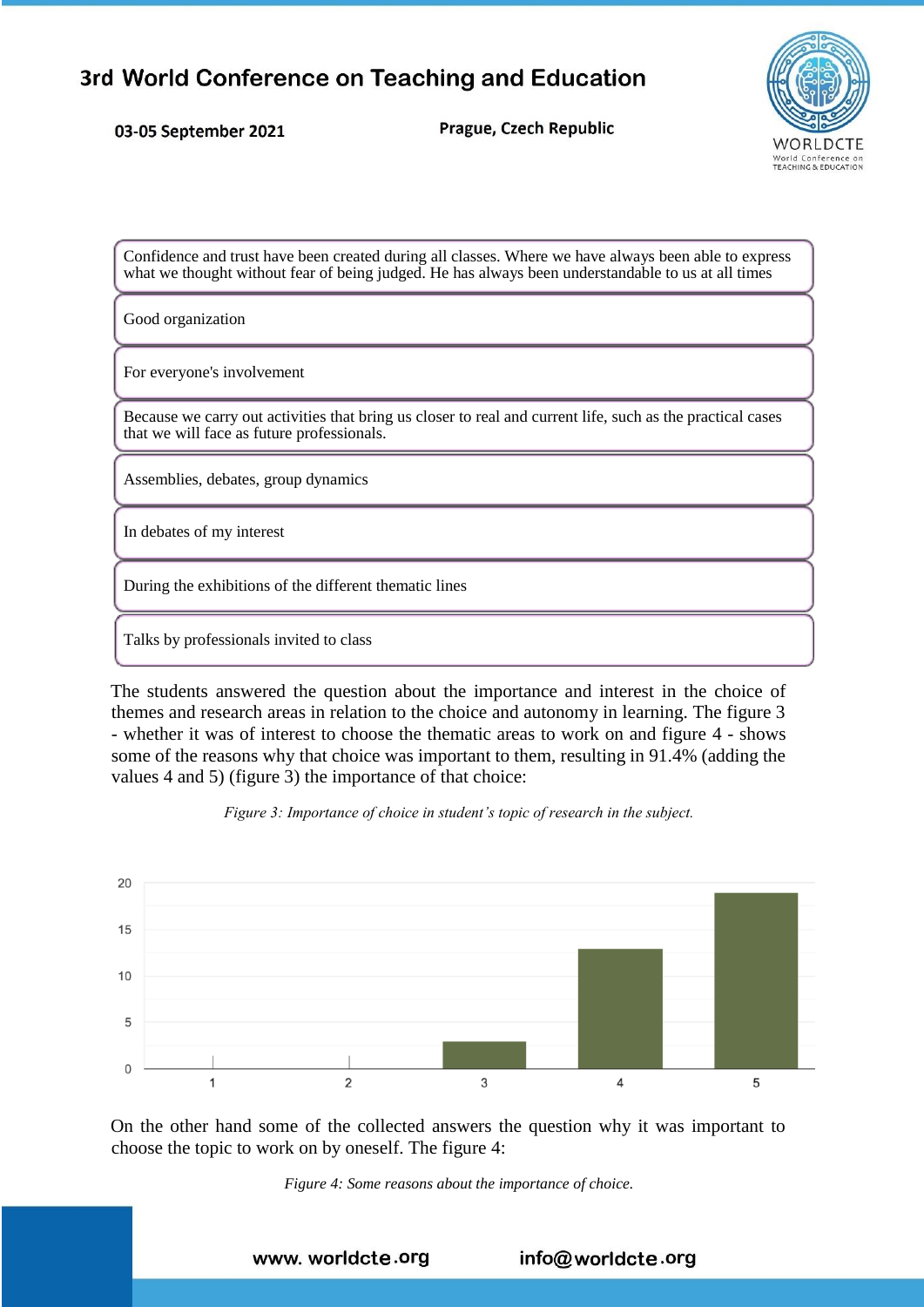Confidence and trust have been created during all classes. Where we have always been able to express what we thought without fear of being judged. He has always been understandable to us at all times

Good organization

For everyone's involvement

Because we carry out activities that bring us closer to real and current life, such as the practical cases that we will face as future professionals.

Assemblies, debates, group dynamics

In debates of my interest

During the exhibitions of the different thematic lines

Talks by professionals invited to class

The students answered the question about the importance and interest in the choice of themes and research areas in relation to the choice and autonomy in learning. The figure 3 - whether it was of interest to choose the thematic areas to work on and figure 4 - shows some of the reasons why that choice was important to them, resulting in 91.4% (adding the values 4 and 5) (figure 3) the importance of that choice:

*Figure 3: Importance of choice in student's topic of research in the subject.*

On the other hand some of the collected answers the question why it was important to choose the topic to work on by oneself. The figure 4:

*Figure 4: Some reasons about the importance of choice.*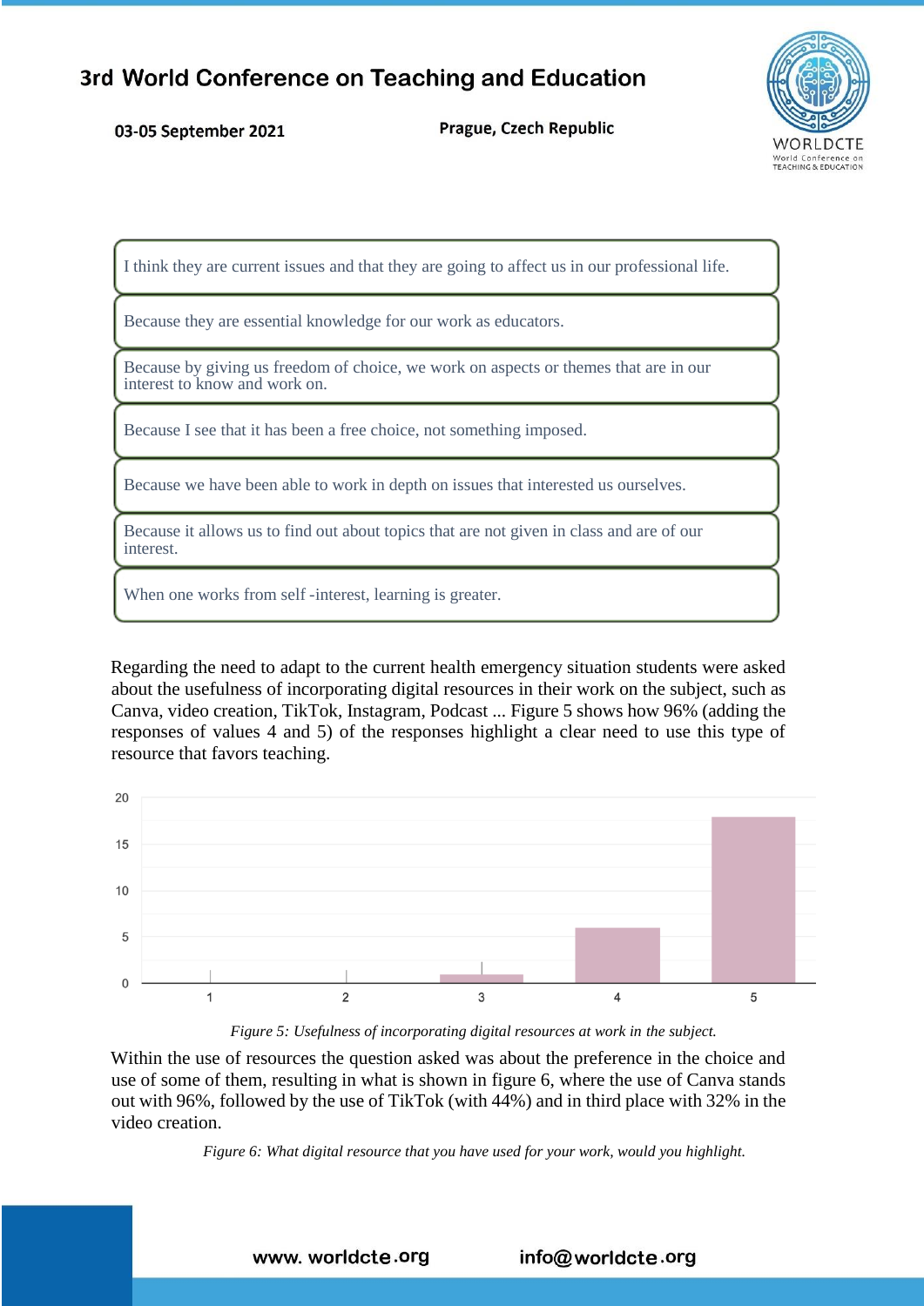| I think they are current issues and that they are going to affect us in our professional life. |
|---|
| Because they are essential knowledge for our work as educators. |
| Because by giving us freedom of choice, we work on aspects or themes that are in our interest to know and work on. |
| Because I see that it has been a free choice, not something imposed. |
| Because we have been able to work in depth on issues that interested us ourselves. |
| Because it allows us to find out about topics that are not given in class and are of our interest. |
| When one works from self -interest, learning is greater. |

Regarding the need to adapt to the current health emergency situation students were asked about the usefulness of incorporating digital resources in their work on the subject, such as Canva, video creation, TikTok, Instagram, Podcast ... Figure 5 shows how 96% (adding the responses of values 4 and 5) of the responses highlight a clear need to use this type of resource that favors teaching.

*Figure 5: Usefulness of incorporating digital resources at work in the subject.*

Within the use of resources the question asked was about the preference in the choice and use of some of them, resulting in what is shown in figure 6, where the use of Canva stands out with 96%, followed by the use of TikTok (with 44%) and in third place with 32% in the video creation.

*Figure 6: What digital resource that you have used for your work, would you highlight.*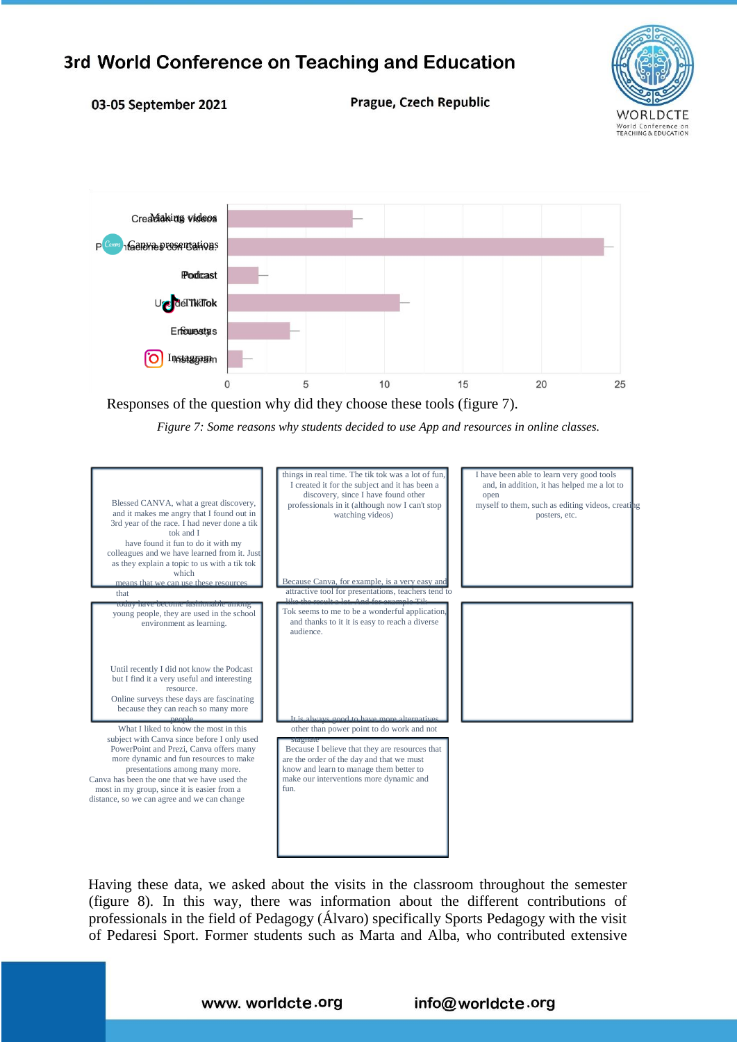| | |
|---|---|
| Making videos | 8 |
| Canva presentations | 24 |
| Podcast | 2 |
| TikTok | 11 |
| Surveys | 4 |
| Instagram | 1 |

Responses of the question why did they choose these tools (figure 7).

*Figure 7: Some reasons why students decided to use App and resources in online classes.*

Blessed CANVA, what a great discovery, and it makes me angry that I found out in 3rd year of the race. I had never done a tik tok and I have found it fun to do it with my colleagues and we have learned from it. Just as they explain a topic to us with a tik tok which means that we can use these resources that today have become fashionable among young people, they are used in the school environment as learning.

Until recently I did not know the Podcast but I find it a very useful and interesting resource.

Online surveys these days are fascinating because they can reach so many more people.

What I liked to know the most in this subject with Canva since before I only used PowerPoint and Prezi, Canva offers many more dynamic and fun resources to make presentations among many more.

Canva has been the one that we have used the most in my group, since it is easier from a distance, so we can agree and we can change things in real time. The tik tok was a lot of fun, I created it for the subject and it has been a discovery, since I have found other professionals in it (although now I can't stop watching videos)

Because Canva, for example, is a very easy and attractive tool for presentations, teachers tend to like the result a lot. And for example Tik Tok seems to me to be a wonderful application, and thanks to it it is easy to reach a diverse audience.

It is always good to have more alternatives other than power point to do work and not stagnate

Because I believe that they are resources that are the order of the day and that we must know and learn to manage them better to make our interventions more dynamic and fun.

I have been able to learn very good tools and, in addition, it has helped me a lot to open myself to them, such as editing videos, creating posters, etc.

Having these data, we asked about the visits in the classroom throughout the semester (figure 8). In this way, there was information about the different contributions of professionals in the field of Pedagogy (Álvaro) specifically Sports Pedagogy with the visit of Pedaresi Sport. Former students such as Marta and Alba, who contributed extensive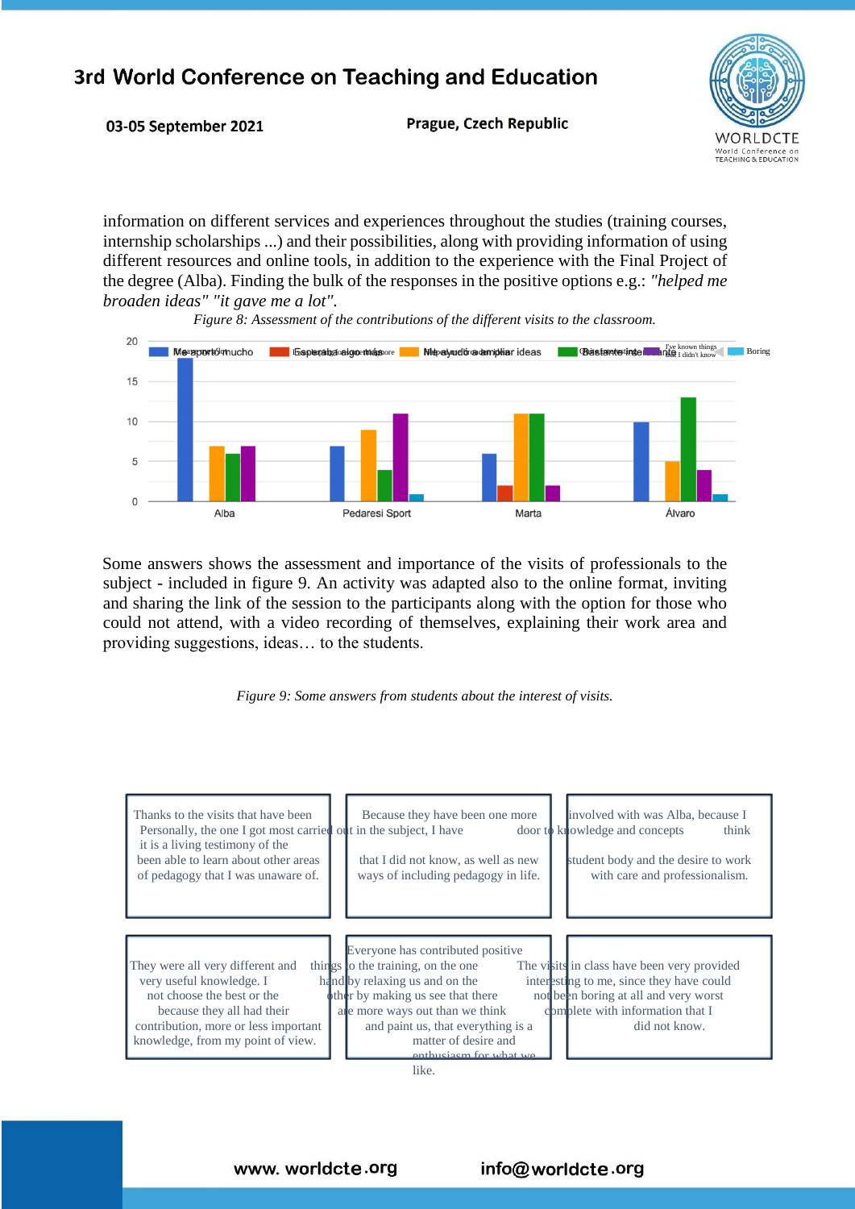information on different services and experiences throughout the studies (training courses, internship scholarships ...) and their possibilities, along with providing information of using different resources and online tools, in addition to the experience with the Final Project of the degree (Alba). Finding the bulk of the responses in the positive options e.g.: *"helped me broaden ideas" "it gave me a lot".*

*Figure 8: Assessment of the contributions of the different visits to the classroom.*

| | Me aportó mucho | Esperaba algo más | Me ayudó a ampliar ideas | Bastante interesante | I've known things that I didn't know | Boring |
|---|---|---|---|---|---|---|
| Alba | 18 | | 7 | 6 | 7 | |
| Pedaresi Sport | 7 | | 9 | 4 | 11 | 1 |
| Marta | 6 | 2 | 11 | 11 | 2 | |
| Álvaro | 10 | | 5 | 13 | 4 | 1 |

Some answers shows the assessment and importance of the visits of professionals to the subject - included in figure 9. An activity was adapted also to the online format, inviting and sharing the link of the session to the participants along with the option for those who could not attend, with a video recording of themselves, explaining their work area and providing suggestions, ideas… to the students.

*Figure 9: Some answers from students about the interest of visits.*

| | | |
|---|---|---|
| Thanks to the visits that have been carried out in the subject, I have been able to learn about other areas of pedagogy that I was unaware of. | Because they have been one more door to knowledge and concepts that I did not know, as well as new ways of including pedagogy in life. | Personally, the one I got most involved with was Alba, because I think it is a living testimony of the student body and the desire to work with care and professionalism. |
| They were all very different and very useful knowledge. I could not choose the best or the worst because they all had their contribution, more or less important knowledge, from my point of view. | Everyone has contributed positive things to the training, on the one hand by relaxing us and on the other by making us see that there are more ways out than we think and paint us, that everything is a matter of desire and enthusiasm for what we like. | The visits in class have been very interesting to me, since they have not been boring at all and they have provided complete with information that I could not did not know. |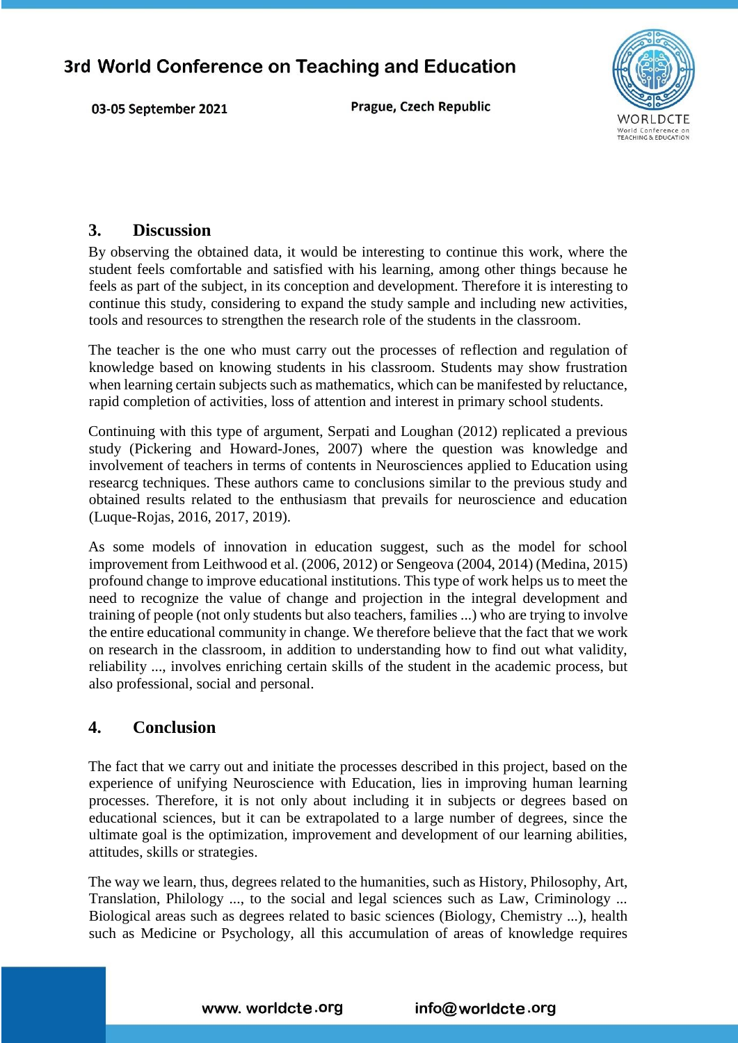## 3. Discussion

By observing the obtained data, it would be interesting to continue this work, where the student feels comfortable and satisfied with his learning, among other things because he feels as part of the subject, in its conception and development. Therefore it is interesting to continue this study, considering to expand the study sample and including new activities, tools and resources to strengthen the research role of the students in the classroom.

The teacher is the one who must carry out the processes of reflection and regulation of knowledge based on knowing students in his classroom. Students may show frustration when learning certain subjects such as mathematics, which can be manifested by reluctance, rapid completion of activities, loss of attention and interest in primary school students.

Continuing with this type of argument, Serpati and Loughan (2012) replicated a previous study (Pickering and Howard-Jones, 2007) where the question was knowledge and involvement of teachers in terms of contents in Neurosciences applied to Education using researcg techniques. These authors came to conclusions similar to the previous study and obtained results related to the enthusiasm that prevails for neuroscience and education (Luque-Rojas, 2016, 2017, 2019).

As some models of innovation in education suggest, such as the model for school improvement from Leithwood et al. (2006, 2012) or Sengeova (2004, 2014) (Medina, 2015) profound change to improve educational institutions. This type of work helps us to meet the need to recognize the value of change and projection in the integral development and training of people (not only students but also teachers, families ...) who are trying to involve the entire educational community in change. We therefore believe that the fact that we work on research in the classroom, in addition to understanding how to find out what validity, reliability ..., involves enriching certain skills of the student in the academic process, but also professional, social and personal.

## 4. Conclusion

The fact that we carry out and initiate the processes described in this project, based on the experience of unifying Neuroscience with Education, lies in improving human learning processes. Therefore, it is not only about including it in subjects or degrees based on educational sciences, but it can be extrapolated to a large number of degrees, since the ultimate goal is the optimization, improvement and development of our learning abilities, attitudes, skills or strategies.

The way we learn, thus, degrees related to the humanities, such as History, Philosophy, Art, Translation, Philology ..., to the social and legal sciences such as Law, Criminology ... Biological areas such as degrees related to basic sciences (Biology, Chemistry ...), health such as Medicine or Psychology, all this accumulation of areas of knowledge requires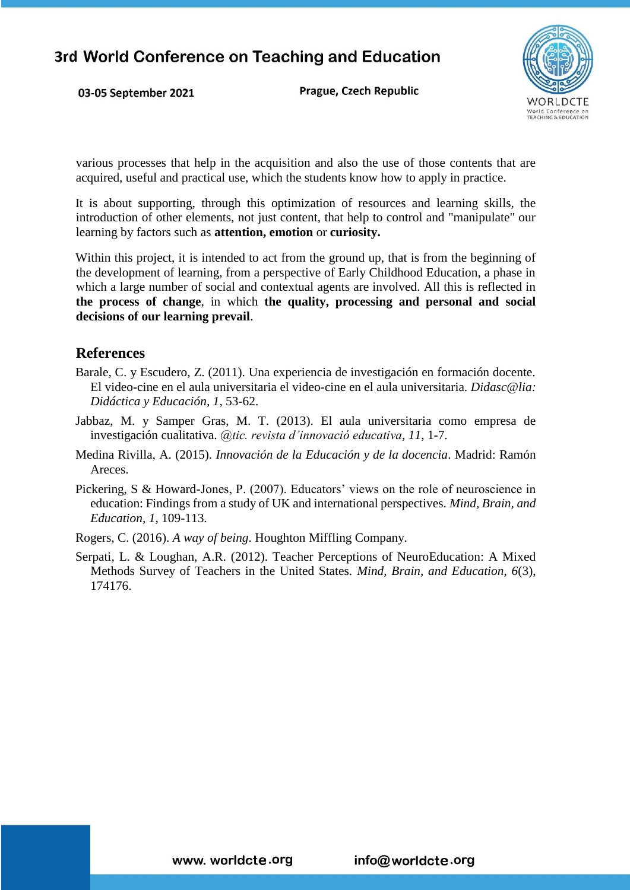various processes that help in the acquisition and also the use of those contents that are acquired, useful and practical use, which the students know how to apply in practice.

It is about supporting, through this optimization of resources and learning skills, the introduction of other elements, not just content, that help to control and "manipulate" our learning by factors such as **attention, emotion** or **curiosity.**

Within this project, it is intended to act from the ground up, that is from the beginning of the development of learning, from a perspective of Early Childhood Education, a phase in which a large number of social and contextual agents are involved. All this is reflected in **the process of change**, in which **the quality, processing and personal and social decisions of our learning prevail**.

## References

Barale, C. y Escudero, Z. (2011). Una experiencia de investigación en formación docente. El video-cine en el aula universitaria el video-cine en el aula universitaria. *Didasc@lia: Didáctica y Educación, 1*, 53-62.

Jabbaz, M. y Samper Gras, M. T. (2013). El aula universitaria como empresa de investigación cualitativa. *@tic. revista d'innovació educativa*, *11*, 1-7.

Medina Rivilla, A. (2015). *Innovación de la Educación y de la docencia*. Madrid: Ramón Areces.

Pickering, S & Howard-Jones, P. (2007). Educators' views on the role of neuroscience in education: Findings from a study of UK and international perspectives. *Mind, Brain, and Education*, *1*, 109-113.

Rogers, C. (2016). *A way of being*. Houghton Miffling Company.

Serpati, L. & Loughan, A.R. (2012). Teacher Perceptions of NeuroEducation: A Mixed Methods Survey of Teachers in the United States. *Mind, Brain, and Education*, *6*(3), 174176.